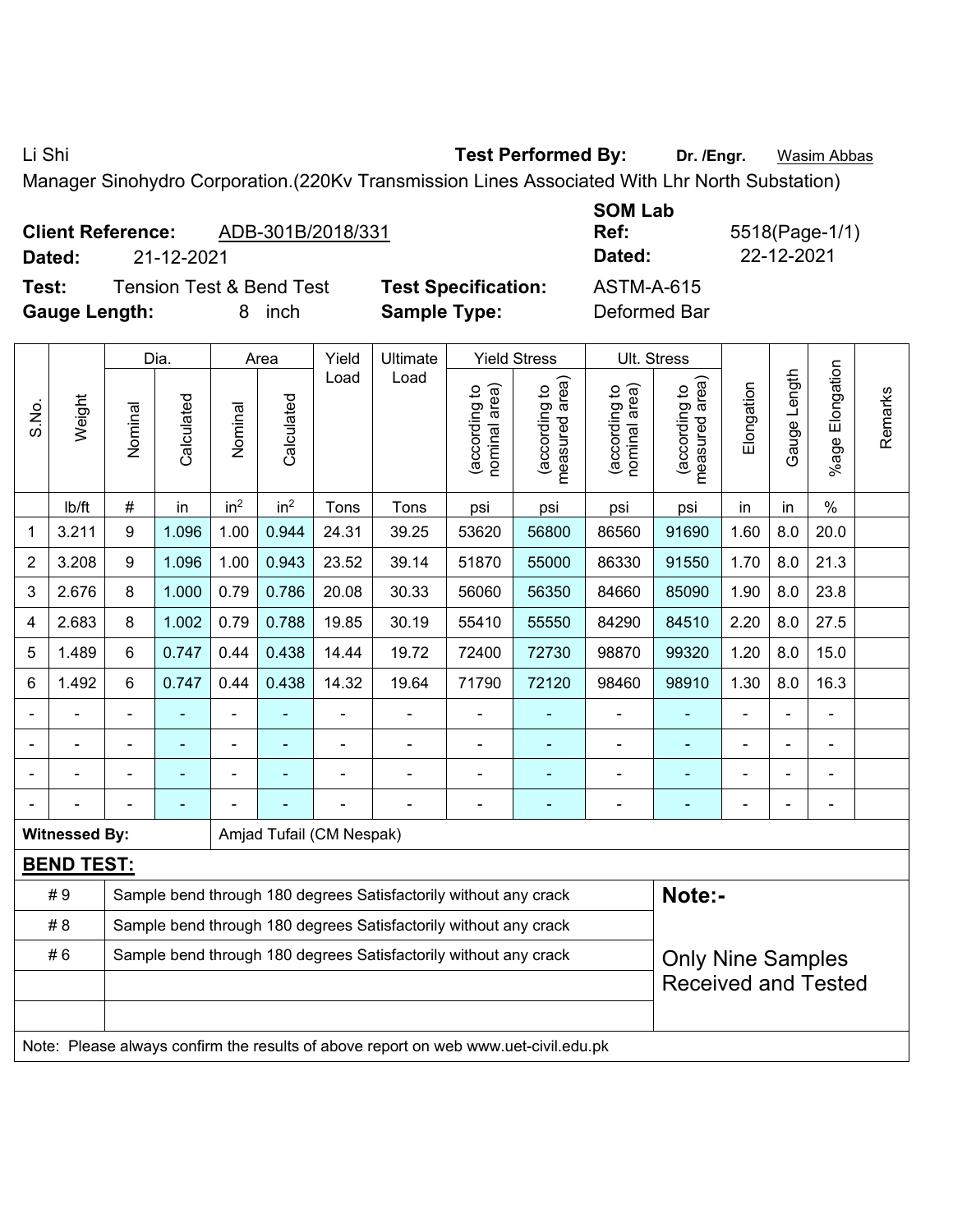Li Shi **Test Performed By:** **Dr. /Engr.** Wasim Abbas

Manager Sinohydro Corporation.(220Kv Transmission Lines Associated With Lhr North Substation)

**Client Reference:** ADB-301B/2018/331 **SOM Lab Ref:** 5518(Page-1/1)

**Dated:** 21-12-2021 **Dated:** 22-12-2021

**Test:** Tension Test & Bend Test **Test Specification:** ASTM-A-615

**Gauge Length:** 8 inch **Sample Type:** Deformed Bar

| S.No. | Weight | Dia. | | Area | | Yield Load | Ultimate Load | Yield Stress | | Ult. Stress | | Elongation | Gauge Length | %age Elongation | Remarks |
|---|---|---|---|---|---|---|---|---|---|---|---|---|---|---|---|
| | | Nominal | Calculated | Nominal | Calculated | | | (according to nominal area) | (according to measured area) | (according to nominal area) | (according to measured area) | | | | |
| | lb/ft | # | in | in² | in² | Tons | Tons | psi | psi | psi | psi | in | in | % | |
| 1 | 3.211 | 9 | 1.096 | 1.00 | 0.944 | 24.31 | 39.25 | 53620 | 56800 | 86560 | 91690 | 1.60 | 8.0 | 20.0 | |
| 2 | 3.208 | 9 | 1.096 | 1.00 | 0.943 | 23.52 | 39.14 | 51870 | 55000 | 86330 | 91550 | 1.70 | 8.0 | 21.3 | |
| 3 | 2.676 | 8 | 1.000 | 0.79 | 0.786 | 20.08 | 30.33 | 56060 | 56350 | 84660 | 85090 | 1.90 | 8.0 | 23.8 | |
| 4 | 2.683 | 8 | 1.002 | 0.79 | 0.788 | 19.85 | 30.19 | 55410 | 55550 | 84290 | 84510 | 2.20 | 8.0 | 27.5 | |
| 5 | 1.489 | 6 | 0.747 | 0.44 | 0.438 | 14.44 | 19.72 | 72400 | 72730 | 98870 | 99320 | 1.20 | 8.0 | 15.0 | |
| 6 | 1.492 | 6 | 0.747 | 0.44 | 0.438 | 14.32 | 19.64 | 71790 | 72120 | 98460 | 98910 | 1.30 | 8.0 | 16.3 | |
| - | - | - | - | - | - | - | - | - | - | - | - | - | - | - | |
| - | - | - | - | - | - | - | - | - | - | - | - | - | - | - | |
| - | - | - | - | - | - | - | - | - | - | - | - | - | - | - | |
| - | - | - | - | - | - | - | - | - | - | - | - | - | - | - | |

**Witnessed By:** Amjad Tufail (CM Nespak)

**BEND TEST:**

| | | |
|---|---|---|
| # 9 | Sample bend through 180 degrees Satisfactorily without any crack | **Note:-** |
| # 8 | Sample bend through 180 degrees Satisfactorily without any crack | |
| # 6 | Sample bend through 180 degrees Satisfactorily without any crack | Only Nine Samples Received and Tested |
| | | |
| | | |

Note: Please always confirm the results of above report on web www.uet-civil.edu.pk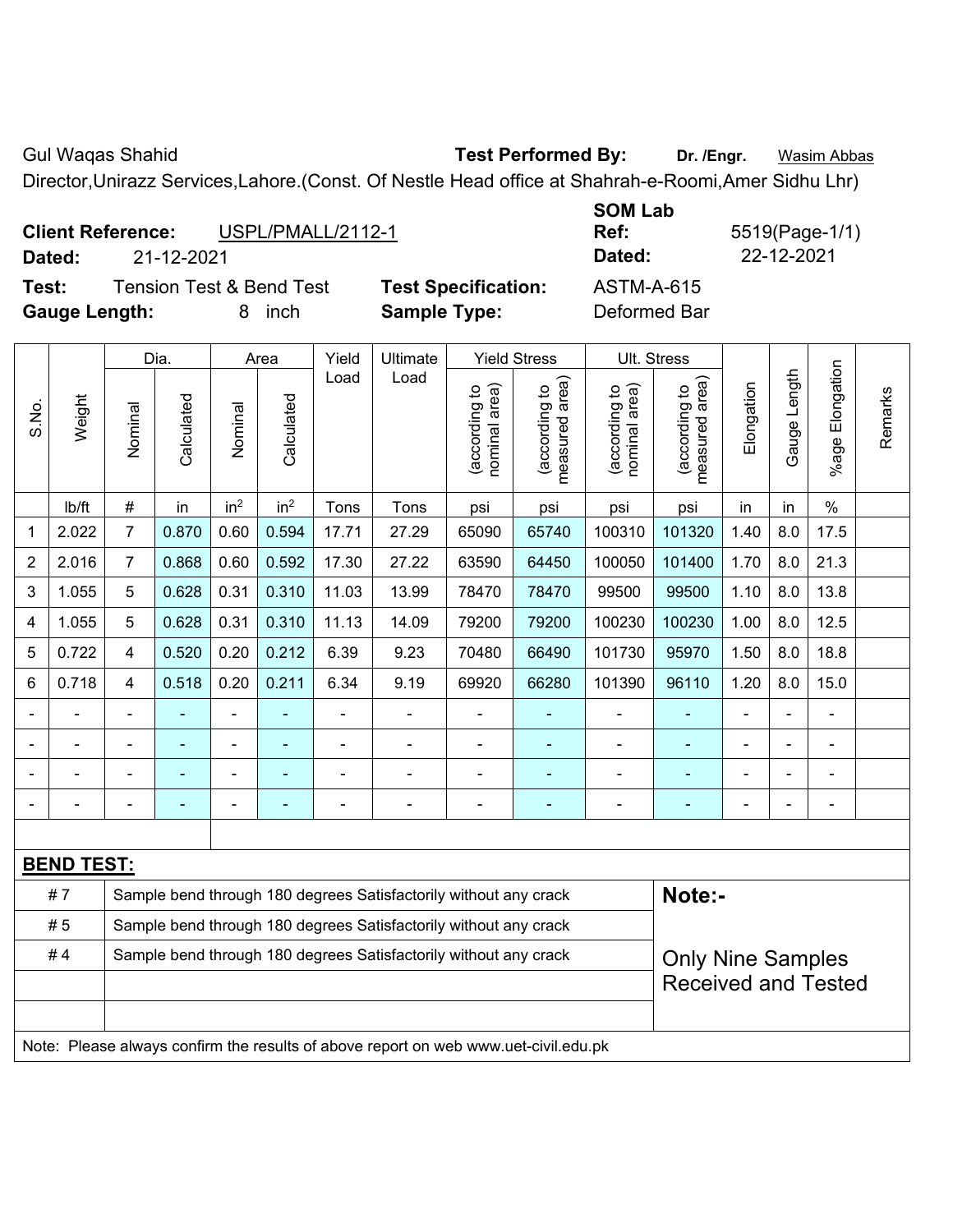Gul Waqas Shahid **Test Performed By:** **Dr. /Engr.** Wasim Abbas

Director,Unirazz Services,Lahore.(Const. Of Nestle Head office at Shahrah-e-Roomi,Amer Sidhu Lhr)

**Client Reference:** USPL/PMALL/2112-1

**Dated:** 21-12-2021

**SOM Lab Ref:** 5519(Page-1/1)

**Dated:** 22-12-2021

**Test:** Tension Test & Bend Test **Test Specification:** ASTM-A-615

**Gauge Length:** 8 inch **Sample Type:** Deformed Bar

| S.No. | Weight | Dia. | | Area | | Yield Load | Ultimate Load | Yield Stress | | Ult. Stress | | Elongation | Gauge Length | %age Elongation | Remarks |
|---|---|---|---|---|---|---|---|---|---|---|---|---|---|---|---|
| | | Nominal | Calculated | Nominal | Calculated | | | (according to nominal area) | (according to measured area) | (according to nominal area) | (according to measured area) | | | | |
| | lb/ft | # | in | in$^2$ | in$^2$ | Tons | Tons | psi | psi | psi | psi | in | in | % | |
| 1 | 2.022 | 7 | 0.870 | 0.60 | 0.594 | 17.71 | 27.29 | 65090 | 65740 | 100310 | 101320 | 1.40 | 8.0 | 17.5 | |
| 2 | 2.016 | 7 | 0.868 | 0.60 | 0.592 | 17.30 | 27.22 | 63590 | 64450 | 100050 | 101400 | 1.70 | 8.0 | 21.3 | |
| 3 | 1.055 | 5 | 0.628 | 0.31 | 0.310 | 11.03 | 13.99 | 78470 | 78470 | 99500 | 99500 | 1.10 | 8.0 | 13.8 | |
| 4 | 1.055 | 5 | 0.628 | 0.31 | 0.310 | 11.13 | 14.09 | 79200 | 79200 | 100230 | 100230 | 1.00 | 8.0 | 12.5 | |
| 5 | 0.722 | 4 | 0.520 | 0.20 | 0.212 | 6.39 | 9.23 | 70480 | 66490 | 101730 | 95970 | 1.50 | 8.0 | 18.8 | |
| 6 | 0.718 | 4 | 0.518 | 0.20 | 0.211 | 6.34 | 9.19 | 69920 | 66280 | 101390 | 96110 | 1.20 | 8.0 | 15.0 | |
| - | - | - | - | - | - | - | - | - | - | - | - | - | - | - | |
| - | - | - | - | - | - | - | - | - | - | - | - | - | - | - | |
| - | - | - | - | - | - | - | - | - | - | - | - | - | - | - | |
| - | - | - | - | - | - | - | - | - | - | - | - | - | - | - | |

**BEND TEST:**

| | | |
|---|---|---|
| # 7 | Sample bend through 180 degrees Satisfactorily without any crack | **Note:-** |
| # 5 | Sample bend through 180 degrees Satisfactorily without any crack | |
| # 4 | Sample bend through 180 degrees Satisfactorily without any crack | Only Nine Samples Received and Tested |

Note: Please always confirm the results of above report on web www.uet-civil.edu.pk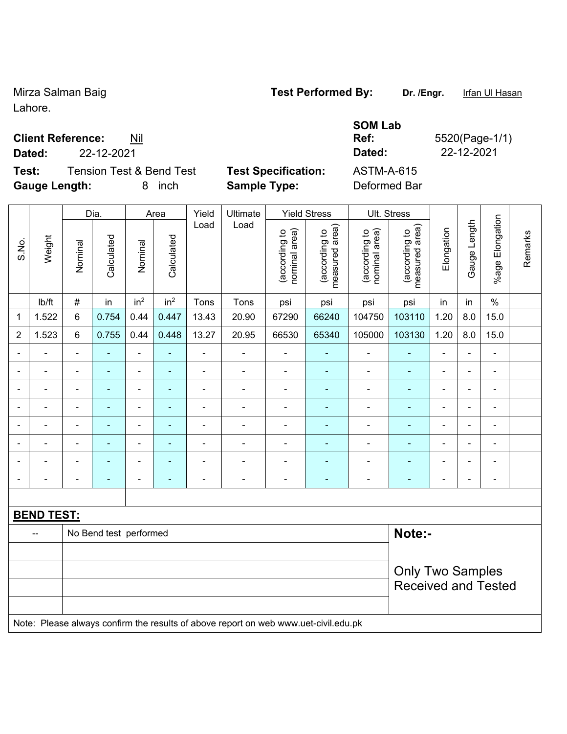Mirza Salman Baig
Lahore.

**Test Performed By:** **Dr. /Engr.** Irfan Ul Hasan

**Client Reference:** Nil
**Dated:** 22-12-2021

**SOM Lab Ref:** 5520(Page-1/1)
**Dated:** 22-12-2021

**Test:** Tension Test & Bend Test
**Gauge Length:** 8 inch

**Test Specification:** ASTM-A-615
**Sample Type:** Deformed Bar

| S.No. | Weight | Dia. | | Area | | Yield Load | Ultimate Load | Yield Stress | | Ult. Stress | | Elongation | Gauge Length | %age Elongation | Remarks |
|---|---|---|---|---|---|---|---|---|---|---|---|---|---|---|---|
| | | Nominal | Calculated | Nominal | Calculated | | | (according to nominal area) | (according to measured area) | (according to nominal area) | (according to measured area) | | | | |
| | lb/ft | # | in | $in^2$ | $in^2$ | Tons | Tons | psi | psi | psi | psi | in | in | % | |
| 1 | 1.522 | 6 | 0.754 | 0.44 | 0.447 | 13.43 | 20.90 | 67290 | 66240 | 104750 | 103110 | 1.20 | 8.0 | 15.0 | |
| 2 | 1.523 | 6 | 0.755 | 0.44 | 0.448 | 13.27 | 20.95 | 66530 | 65340 | 105000 | 103130 | 1.20 | 8.0 | 15.0 | |
| - | - | - | - | - | - | - | - | - | - | - | - | - | - | - | |
| - | - | - | - | - | - | - | - | - | - | - | - | - | - | - | |
| - | - | - | - | - | - | - | - | - | - | - | - | - | - | - | |
| - | - | - | - | - | - | - | - | - | - | - | - | - | - | - | |
| - | - | - | - | - | - | - | - | - | - | - | - | - | - | - | |
| - | - | - | - | - | - | - | - | - | - | - | - | - | - | - | |
| - | - | - | - | - | - | - | - | - | - | - | - | - | - | - | |
| - | - | - | - | - | - | - | - | - | - | - | - | - | - | - | |

**BEND TEST:**

| -- | No Bend test performed |
|---|---|

**Note:-**

Only Two Samples Received and Tested

Note: Please always confirm the results of above report on web www.uet-civil.edu.pk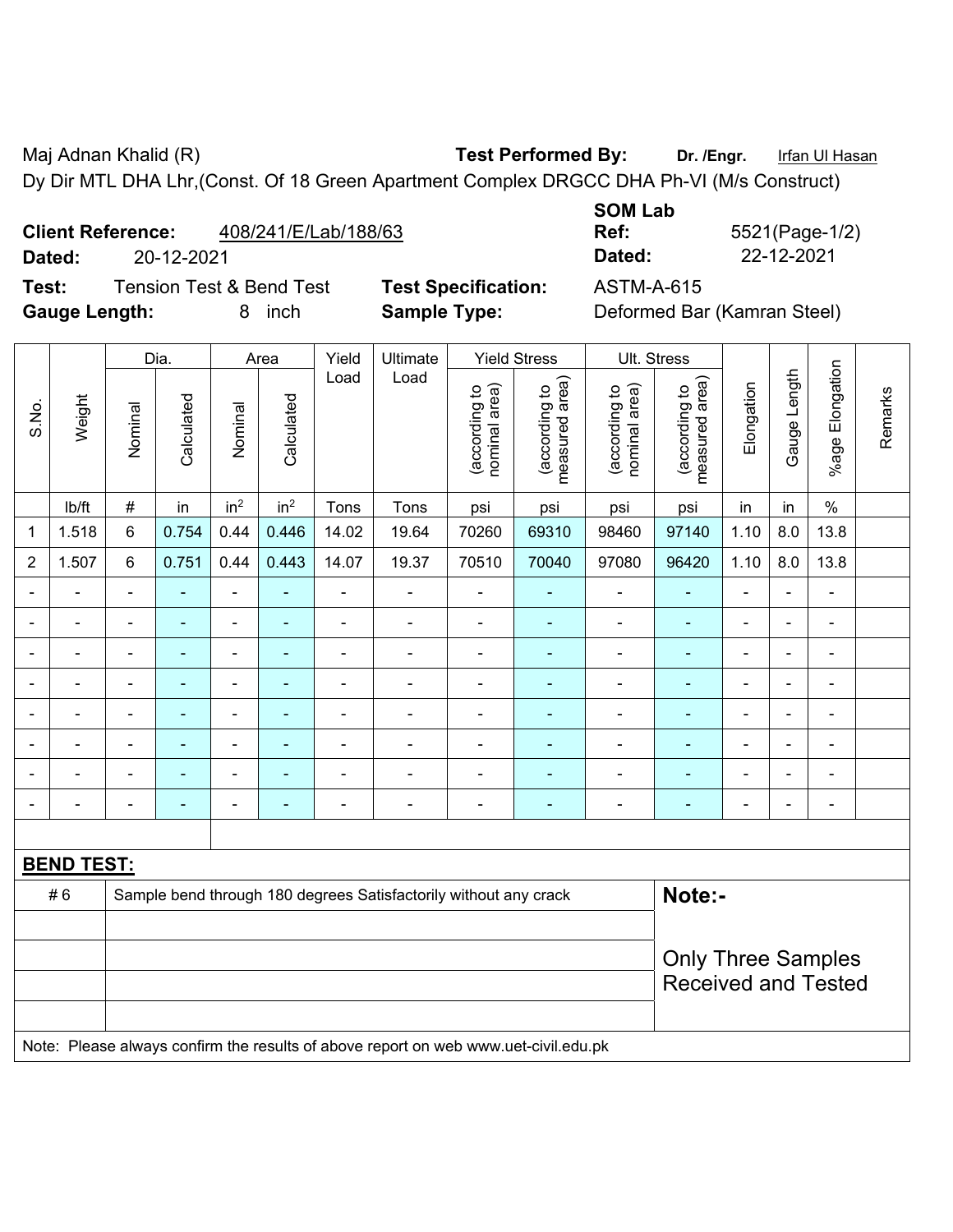Maj Adnan Khalid (R) **Test Performed By:** **Dr. /Engr.** Irfan Ul Hasan

Dy Dir MTL DHA Lhr,(Const. Of 18 Green Apartment Complex DRGCC DHA Ph-VI (M/s Construct)

**Client Reference:** 408/241/E/Lab/188/63 **SOM Lab Ref:** 5521(Page-1/2)

**Dated:** 20-12-2021 **Dated:** 22-12-2021

**Test:** Tension Test & Bend Test **Test Specification:** ASTM-A-615

**Gauge Length:** 8 inch **Sample Type:** Deformed Bar (Kamran Steel)

| S.No. | Weight | Dia. | | Area | | Yield Load | Ultimate Load | Yield Stress | | Ult. Stress | | Elongation | Gauge Length | %age Elongation | Remarks |
|---|---|---|---|---|---|---|---|---|---|---|---|---|---|---|---|
| | | Nominal | Calculated | Nominal | Calculated | | | (according to nominal area) | (according to measured area) | (according to nominal area) | (according to measured area) | | | | |
| | lb/ft | # | in | $in^2$ | $in^2$ | Tons | Tons | psi | psi | psi | psi | in | in | % | |
| 1 | 1.518 | 6 | 0.754 | 0.44 | 0.446 | 14.02 | 19.64 | 70260 | 69310 | 98460 | 97140 | 1.10 | 8.0 | 13.8 | |
| 2 | 1.507 | 6 | 0.751 | 0.44 | 0.443 | 14.07 | 19.37 | 70510 | 70040 | 97080 | 96420 | 1.10 | 8.0 | 13.8 | |
| - | - | - | - | - | - | - | - | - | - | - | - | - | - | - | |
| - | - | - | - | - | - | - | - | - | - | - | - | - | - | - | |
| - | - | - | - | - | - | - | - | - | - | - | - | - | - | - | |
| - | - | - | - | - | - | - | - | - | - | - | - | - | - | - | |
| - | - | - | - | - | - | - | - | - | - | - | - | - | - | - | |
| - | - | - | - | - | - | - | - | - | - | - | - | - | - | - | |
| - | - | - | - | - | - | - | - | - | - | - | - | - | - | - | |
| - | - | - | - | - | - | - | - | - | - | - | - | - | - | - | |

**BEND TEST:**

| # 6 | Sample bend through 180 degrees Satisfactorily without any crack |
|---|---|

**Note:-**

Only Three Samples Received and Tested

Note: Please always confirm the results of above report on web www.uet-civil.edu.pk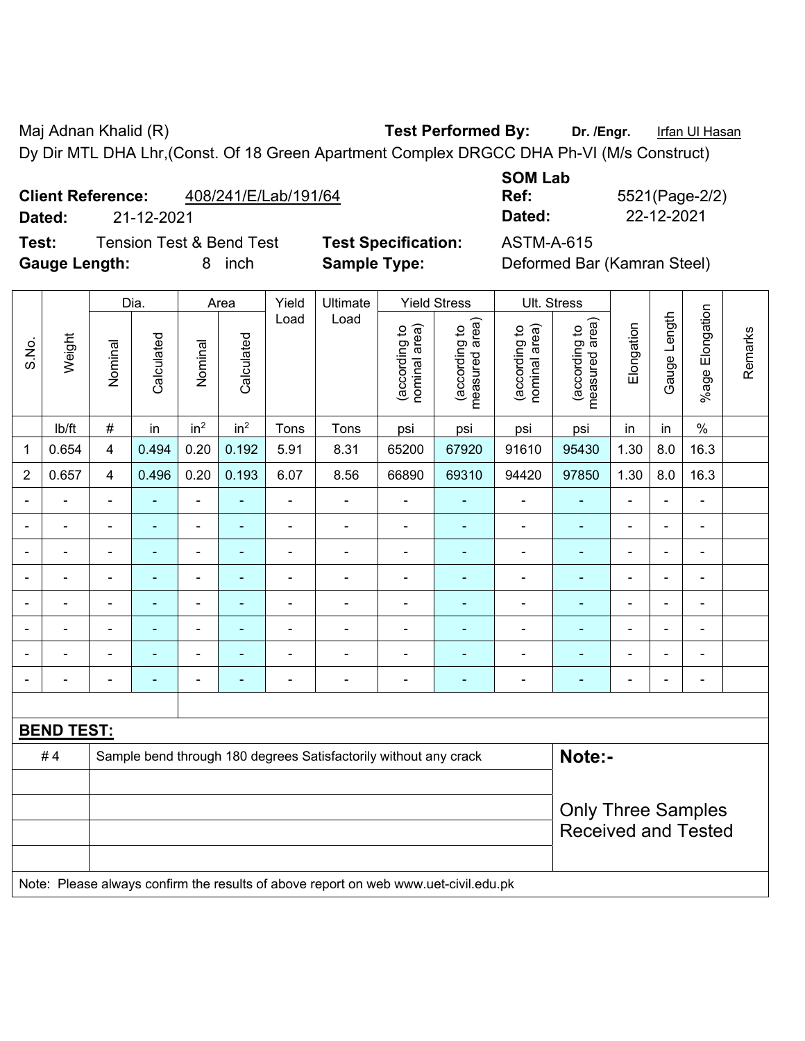Maj Adnan Khalid (R) **Test Performed By:** **Dr. /Engr.** Irfan Ul Hasan

Dy Dir MTL DHA Lhr,(Const. Of 18 Green Apartment Complex DRGCC DHA Ph-VI (M/s Construct)

**Client Reference:** 408/241/E/Lab/191/64 **SOM Lab Ref:** 5521(Page-2/2)

**Dated:** 21-12-2021 **Dated:** 22-12-2021

**Test:** Tension Test & Bend Test **Test Specification:** ASTM-A-615

**Gauge Length:** 8 inch **Sample Type:** Deformed Bar (Kamran Steel)

| S.No. | Weight | Dia. | | Area | | Yield Load | Ultimate Load | Yield Stress | | Ult. Stress | | Elongation | Gauge Length | %age Elongation | Remarks |
|---|---|---|---|---|---|---|---|---|---|---|---|---|---|---|---|
| | | Nominal | Calculated | Nominal | Calculated | | | (according to nominal area) | (according to measured area) | (according to nominal area) | (according to measured area) | | | | |
| | lb/ft | # | in | $in^2$ | $in^2$ | Tons | Tons | psi | psi | psi | psi | in | in | % | |
| 1 | 0.654 | 4 | 0.494 | 0.20 | 0.192 | 5.91 | 8.31 | 65200 | 67920 | 91610 | 95430 | 1.30 | 8.0 | 16.3 | |
| 2 | 0.657 | 4 | 0.496 | 0.20 | 0.193 | 6.07 | 8.56 | 66890 | 69310 | 94420 | 97850 | 1.30 | 8.0 | 16.3 | |
| - | - | - | - | - | - | - | - | - | - | - | - | - | - | - | |
| - | - | - | - | - | - | - | - | - | - | - | - | - | - | - | |
| - | - | - | - | - | - | - | - | - | - | - | - | - | - | - | |
| - | - | - | - | - | - | - | - | - | - | - | - | - | - | - | |
| - | - | - | - | - | - | - | - | - | - | - | - | - | - | - | |
| - | - | - | - | - | - | - | - | - | - | - | - | - | - | - | |
| - | - | - | - | - | - | - | - | - | - | - | - | - | - | - | |
| - | - | - | - | - | - | - | - | - | - | - | - | - | - | - | |

**BEND TEST:**

| | | |
|---|---|---|
| # 4 | Sample bend through 180 degrees Satisfactorily without any crack | **Note:-** |
| | | Only Three Samples Received and Tested |

Note: Please always confirm the results of above report on web www.uet-civil.edu.pk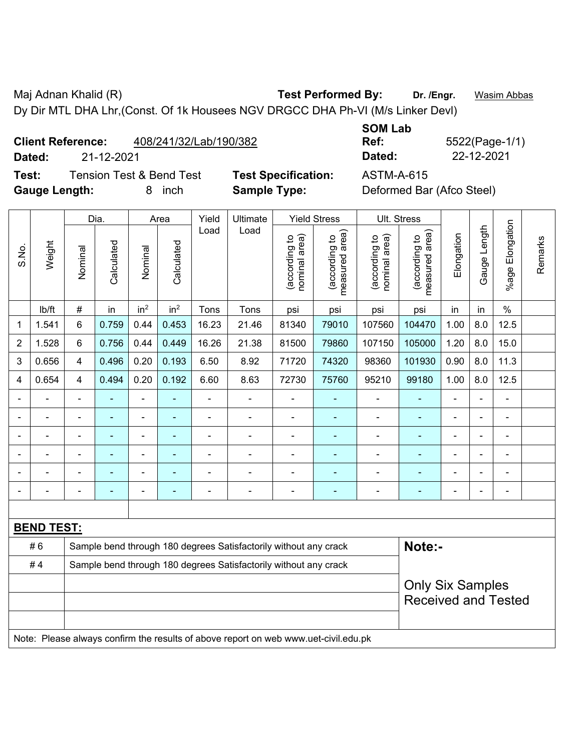Maj Adnan Khalid (R) **Test Performed By:** **Dr. /Engr.** Wasim Abbas

Dy Dir MTL DHA Lhr,(Const. Of 1k Housees NGV DRGCC DHA Ph-VI (M/s Linker Devl)

**Client Reference:** 408/241/32/Lab/190/382 **SOM Lab Ref:** 5522(Page-1/1)

**Dated:** 21-12-2021 **Dated:** 22-12-2021

**Test:** Tension Test & Bend Test **Test Specification:** ASTM-A-615

**Gauge Length:** 8 inch **Sample Type:** Deformed Bar (Afco Steel)

| S.No. | Weight | Dia. | | Area | | Yield Load | Ultimate Load | Yield Stress | | Ult. Stress | | Elongation | Gauge Length | %age Elongation | Remarks |
|---|---|---|---|---|---|---|---|---|---|---|---|---|---|---|---|
| | | Nominal | Calculated | Nominal | Calculated | | | (according to nominal area) | (according to measured area) | (according to nominal area) | (according to measured area) | | | | |
| | lb/ft | # | in | in$^2$ | in$^2$ | Tons | Tons | psi | psi | psi | psi | in | in | % | |
| 1 | 1.541 | 6 | 0.759 | 0.44 | 0.453 | 16.23 | 21.46 | 81340 | 79010 | 107560 | 104470 | 1.00 | 8.0 | 12.5 | |
| 2 | 1.528 | 6 | 0.756 | 0.44 | 0.449 | 16.26 | 21.38 | 81500 | 79860 | 107150 | 105000 | 1.20 | 8.0 | 15.0 | |
| 3 | 0.656 | 4 | 0.496 | 0.20 | 0.193 | 6.50 | 8.92 | 71720 | 74320 | 98360 | 101930 | 0.90 | 8.0 | 11.3 | |
| 4 | 0.654 | 4 | 0.494 | 0.20 | 0.192 | 6.60 | 8.63 | 72730 | 75760 | 95210 | 99180 | 1.00 | 8.0 | 12.5 | |
| - | - | - | - | - | - | - | - | - | - | - | - | - | - | - | |
| - | - | - | - | - | - | - | - | - | - | - | - | - | - | - | |
| - | - | - | - | - | - | - | - | - | - | - | - | - | - | - | |
| - | - | - | - | - | - | - | - | - | - | - | - | - | - | - | |
| - | - | - | - | - | - | - | - | - | - | - | - | - | - | - | |
| - | - | - | - | - | - | - | - | - | - | - | - | - | - | - | |

**BEND TEST:**

| | | |
|---|---|---|
| # 6 | Sample bend through 180 degrees Satisfactorily without any crack | **Note:-** |
| # 4 | Sample bend through 180 degrees Satisfactorily without any crack | Only Six Samples Received and Tested |

Note: Please always confirm the results of above report on web www.uet-civil.edu.pk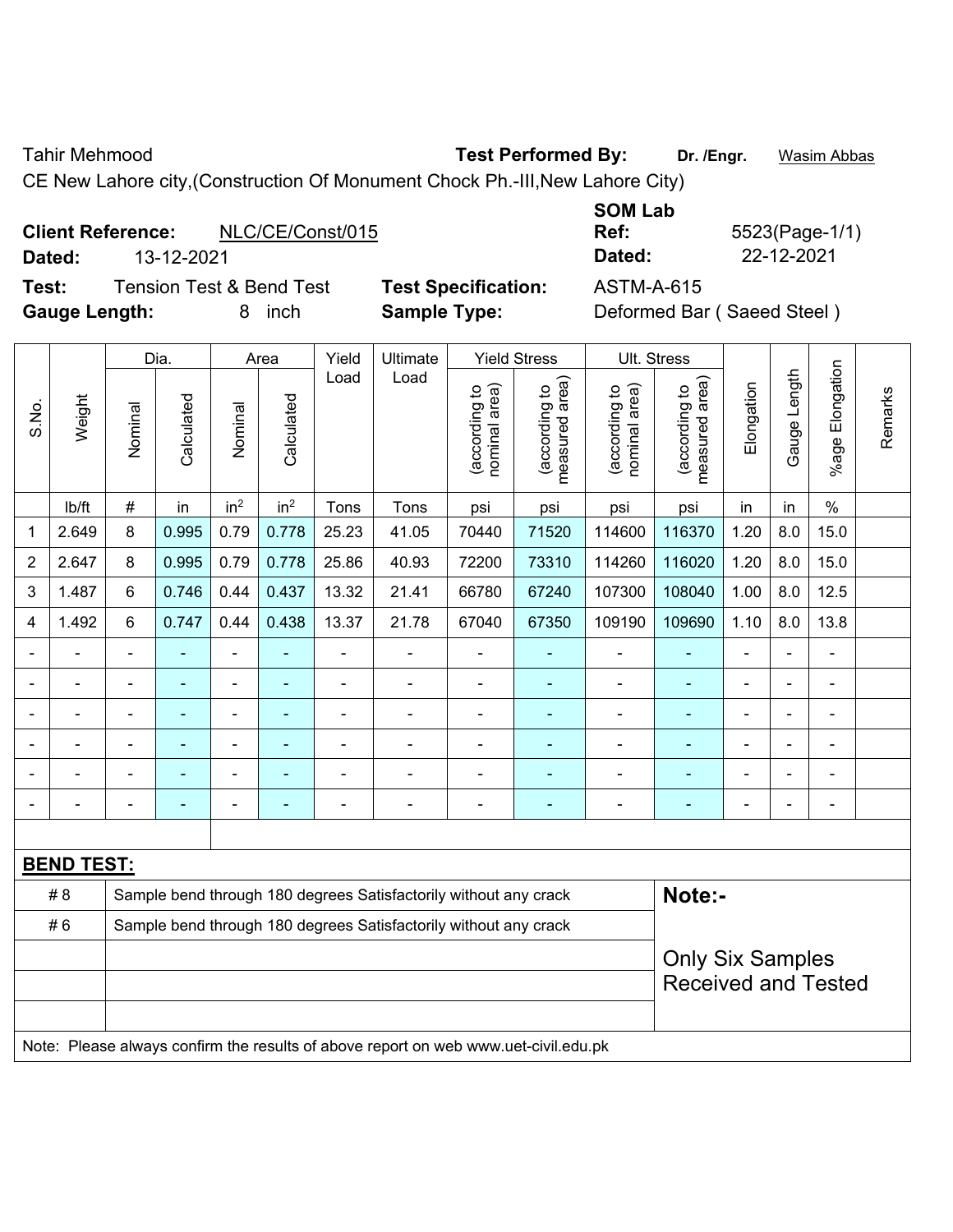Tahir Mehmood **Test Performed By:** **Dr. /Engr.** Wasim Abbas

CE New Lahore city,(Construction Of Monument Chock Ph.-III,New Lahore City)

**Client Reference:** NLC/CE/Const/015

**Dated:** 13-12-2021

**SOM Lab Ref:** 5523(Page-1/1)

**Dated:** 22-12-2021

**Test:** Tension Test & Bend Test

**Test Specification:** ASTM-A-615

**Gauge Length:** 8 inch

**Sample Type:** Deformed Bar ( Saeed Steel )

| S.No. | Weight | Dia. | | Area | | Yield Load | Ultimate Load | Yield Stress | | Ult. Stress | | Elongation | Gauge Length | %age Elongation | Remarks |
|---|---|---|---|---|---|---|---|---|---|---|---|---|---|---|---|
| | | Nominal | Calculated | Nominal | Calculated | | | (according to nominal area) | (according to measured area) | (according to nominal area) | (according to measured area) | | | | |
| | lb/ft | # | in | in$^2$ | in$^2$ | Tons | Tons | psi | psi | psi | psi | in | in | % | |
| 1 | 2.649 | 8 | 0.995 | 0.79 | 0.778 | 25.23 | 41.05 | 70440 | 71520 | 114600 | 116370 | 1.20 | 8.0 | 15.0 | |
| 2 | 2.647 | 8 | 0.995 | 0.79 | 0.778 | 25.86 | 40.93 | 72200 | 73310 | 114260 | 116020 | 1.20 | 8.0 | 15.0 | |
| 3 | 1.487 | 6 | 0.746 | 0.44 | 0.437 | 13.32 | 21.41 | 66780 | 67240 | 107300 | 108040 | 1.00 | 8.0 | 12.5 | |
| 4 | 1.492 | 6 | 0.747 | 0.44 | 0.438 | 13.37 | 21.78 | 67040 | 67350 | 109190 | 109690 | 1.10 | 8.0 | 13.8 | |
| - | - | - | - | - | - | - | - | - | - | - | - | - | - | - | |
| - | - | - | - | - | - | - | - | - | - | - | - | - | - | - | |
| - | - | - | - | - | - | - | - | - | - | - | - | - | - | - | |
| - | - | - | - | - | - | - | - | - | - | - | - | - | - | - | |
| - | - | - | - | - | - | - | - | - | - | - | - | - | - | - | |
| - | - | - | - | - | - | - | - | - | - | - | - | - | - | - | |

**BEND TEST:**

| | |
|---|---|
| # 8 | Sample bend through 180 degrees Satisfactorily without any crack |
| # 6 | Sample bend through 180 degrees Satisfactorily without any crack |

**Note:-**

Only Six Samples Received and Tested

Note: Please always confirm the results of above report on web www.uet-civil.edu.pk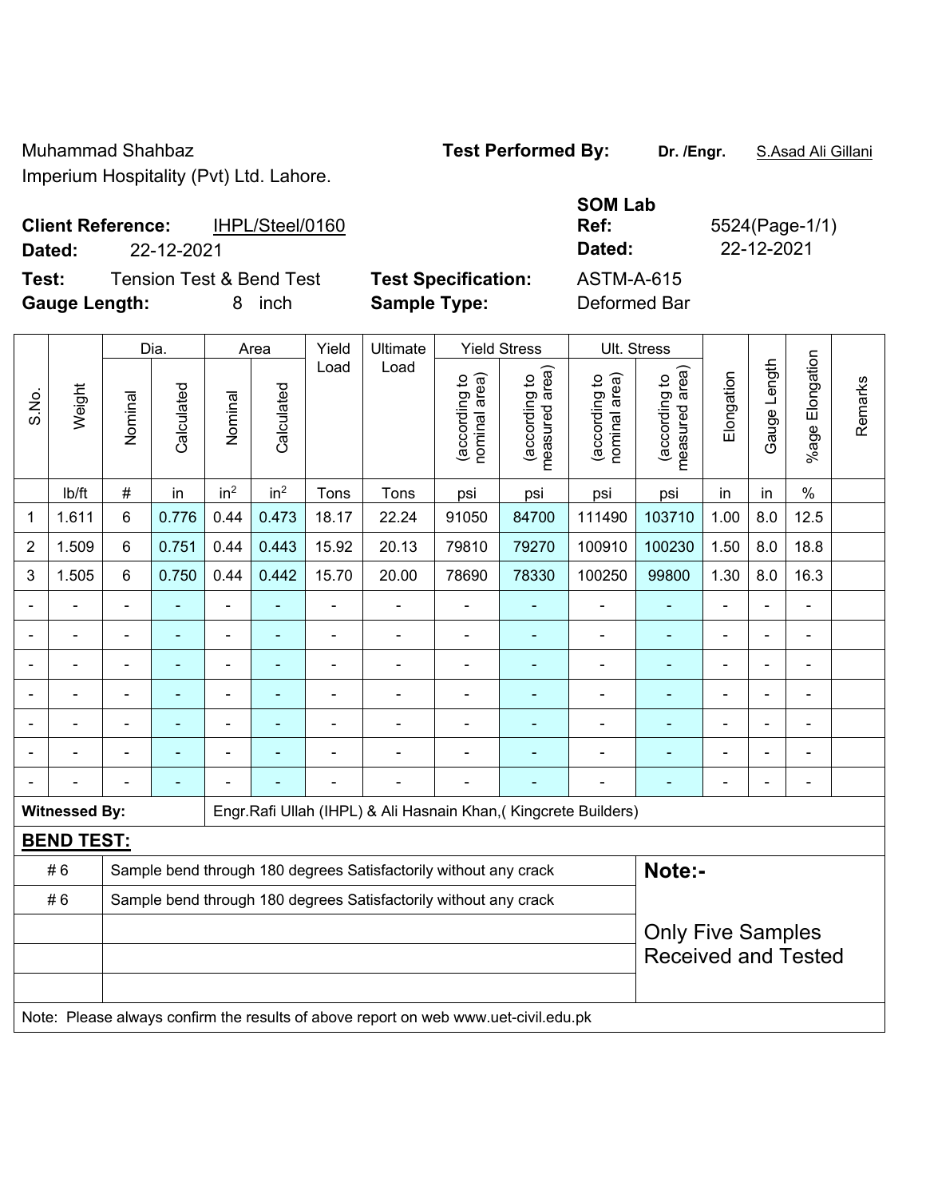Muhammad Shahbaz
Imperium Hospitality (Pvt) Ltd. Lahore.

**Test Performed By:** **Dr. /Engr.** S.Asad Ali Gillani

**Client Reference:** IHPL/Steel/0160
**Dated:** 22-12-2021

**SOM Lab Ref:** 5524(Page-1/1)
**Dated:** 22-12-2021

**Test:** Tension Test & Bend Test
**Gauge Length:** 8 inch

**Test Specification:** ASTM-A-615
**Sample Type:** Deformed Bar

| S.No. | Weight | Dia. | | Area | | Yield Load | Ultimate Load | Yield Stress | | Ult. Stress | | Elongation | Gauge Length | %age Elongation | Remarks |
|---|---|---|---|---|---|---|---|---|---|---|---|---|---|---|---|
| | | Nominal | Calculated | Nominal | Calculated | | | (according to nominal area) | (according to measured area) | (according to nominal area) | (according to measured area) | | | | |
| | lb/ft | # | in | in$^2$ | in$^2$ | Tons | Tons | psi | psi | psi | psi | in | in | % | |
| 1 | 1.611 | 6 | 0.776 | 0.44 | 0.473 | 18.17 | 22.24 | 91050 | 84700 | 111490 | 103710 | 1.00 | 8.0 | 12.5 | |
| 2 | 1.509 | 6 | 0.751 | 0.44 | 0.443 | 15.92 | 20.13 | 79810 | 79270 | 100910 | 100230 | 1.50 | 8.0 | 18.8 | |
| 3 | 1.505 | 6 | 0.750 | 0.44 | 0.442 | 15.70 | 20.00 | 78690 | 78330 | 100250 | 99800 | 1.30 | 8.0 | 16.3 | |
| - | - | - | - | - | - | - | - | - | - | - | - | - | - | - | |
| - | - | - | - | - | - | - | - | - | - | - | - | - | - | - | |
| - | - | - | - | - | - | - | - | - | - | - | - | - | - | - | |
| - | - | - | - | - | - | - | - | - | - | - | - | - | - | - | |
| - | - | - | - | - | - | - | - | - | - | - | - | - | - | - | |
| - | - | - | - | - | - | - | - | - | - | - | - | - | - | - | |
| - | - | - | - | - | - | - | - | - | - | - | - | - | - | - | |

**Witnessed By:** Engr.Rafi Ullah (IHPL) & Ali Hasnain Khan,( Kingcrete Builders)

**BEND TEST:**

| | | |
|---|---|---|
| # 6 | Sample bend through 180 degrees Satisfactorily without any crack | **Note:-** |
| # 6 | Sample bend through 180 degrees Satisfactorily without any crack | Only Five Samples Received and Tested |
| | | |
| | | |
| | | |

Note: Please always confirm the results of above report on web www.uet-civil.edu.pk